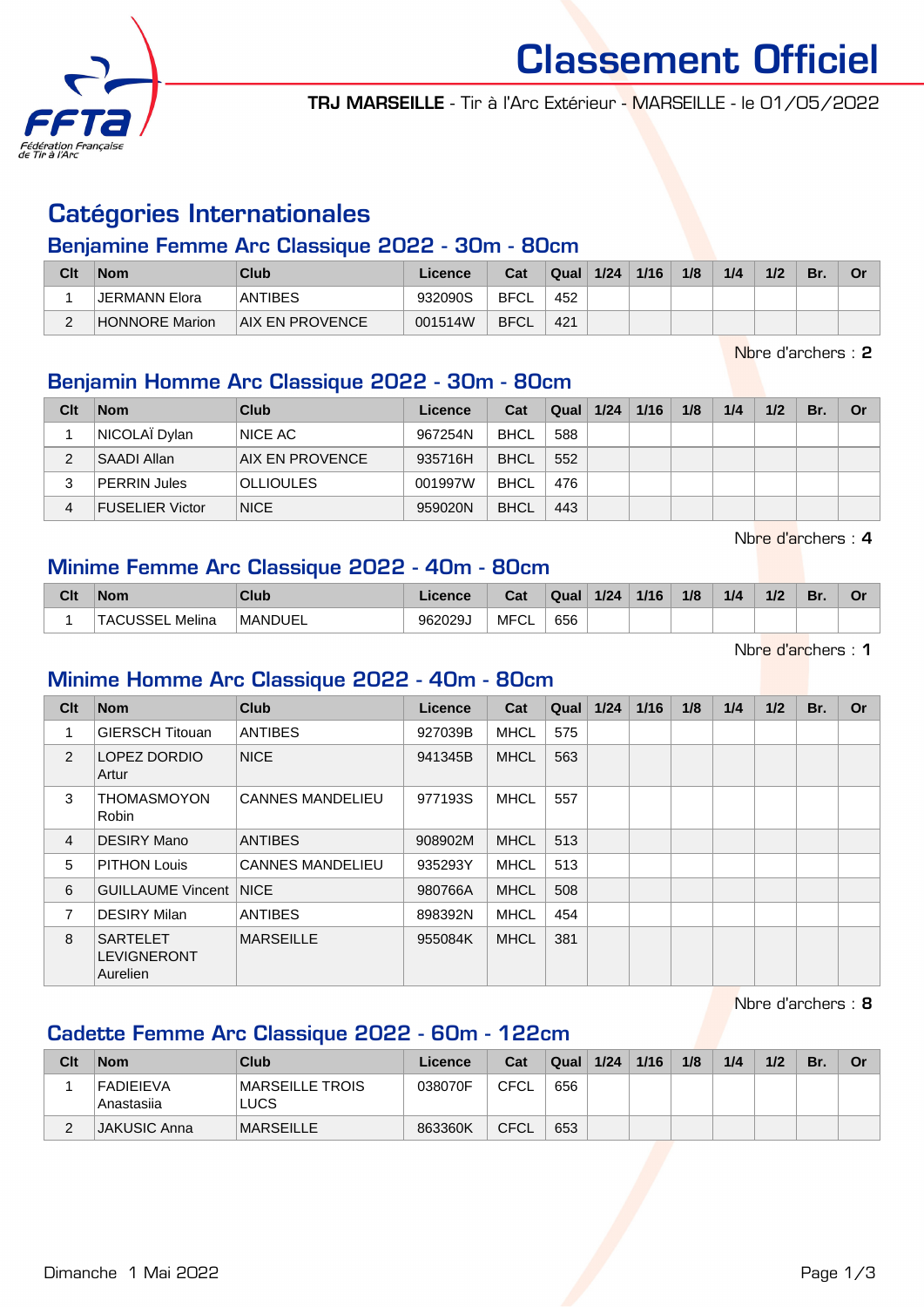# Classement Officiel

**TRJ MARSEILLE** - Tir à l'Arc Extérieur - MARSEILLE - le 01/05/2022

## Catégories Internationales

### Benjamine Femme Arc Classique 2022 - 30m - 80cm

| Clt | Nom | Club | Licence | Cat | Qual | 1/24 | 1/16 | 1/8 | 1/4 | 1/2 | Br. | Or |
|---|---|---|---|---|---|---|---|---|---|---|---|---|
| 1 | JERMANN Elora | ANTIBES | 932090S | BFCL | 452 | | | | | | | |
| 2 | HONNORE Marion | AIX EN PROVENCE | 001514W | BFCL | 421 | | | | | | | |

Nbre d'archers : **2**

### Benjamin Homme Arc Classique 2022 - 30m - 80cm

| Clt | Nom | Club | Licence | Cat | Qual | 1/24 | 1/16 | 1/8 | 1/4 | 1/2 | Br. | Or |
|---|---|---|---|---|---|---|---|---|---|---|---|---|
| 1 | NICOLAÏ Dylan | NICE AC | 967254N | BHCL | 588 | | | | | | | |
| 2 | SAADI Allan | AIX EN PROVENCE | 935716H | BHCL | 552 | | | | | | | |
| 3 | PERRIN Jules | OLLIOULES | 001997W | BHCL | 476 | | | | | | | |
| 4 | FUSELIER Victor | NICE | 959020N | BHCL | 443 | | | | | | | |

Nbre d'archers : **4**

### Minime Femme Arc Classique 2022 - 40m - 80cm

| Clt | Nom | Club | Licence | Cat | Qual | 1/24 | 1/16 | 1/8 | 1/4 | 1/2 | Br. | Or |
|---|---|---|---|---|---|---|---|---|---|---|---|---|
| 1 | TACUSSEL Melina | MANDUEL | 962029J | MFCL | 656 | | | | | | | |

Nbre d'archers : **1**

### Minime Homme Arc Classique 2022 - 40m - 80cm

| Clt | Nom | Club | Licence | Cat | Qual | 1/24 | 1/16 | 1/8 | 1/4 | 1/2 | Br. | Or |
|---|---|---|---|---|---|---|---|---|---|---|---|---|
| 1 | GIERSCH Titouan | ANTIBES | 927039B | MHCL | 575 | | | | | | | |
| 2 | LOPEZ DORDIO Artur | NICE | 941345B | MHCL | 563 | | | | | | | |
| 3 | THOMASMOYON Robin | CANNES MANDELIEU | 977193S | MHCL | 557 | | | | | | | |
| 4 | DESIRY Mano | ANTIBES | 908902M | MHCL | 513 | | | | | | | |
| 5 | PITHON Louis | CANNES MANDELIEU | 935293Y | MHCL | 513 | | | | | | | |
| 6 | GUILLAUME Vincent | NICE | 980766A | MHCL | 508 | | | | | | | |
| 7 | DESIRY Milan | ANTIBES | 898392N | MHCL | 454 | | | | | | | |
| 8 | SARTELET LEVIGNERONT Aurelien | MARSEILLE | 955084K | MHCL | 381 | | | | | | | |

Nbre d'archers : **8**

### Cadette Femme Arc Classique 2022 - 60m - 122cm

| Clt | Nom | Club | Licence | Cat | Qual | 1/24 | 1/16 | 1/8 | 1/4 | 1/2 | Br. | Or |
|---|---|---|---|---|---|---|---|---|---|---|---|---|
| 1 | FADIEIEVA Anastasiia | MARSEILLE TROIS LUCS | 038070F | CFCL | 656 | | | | | | | |
| 2 | JAKUSIC Anna | MARSEILLE | 863360K | CFCL | 653 | | | | | | | |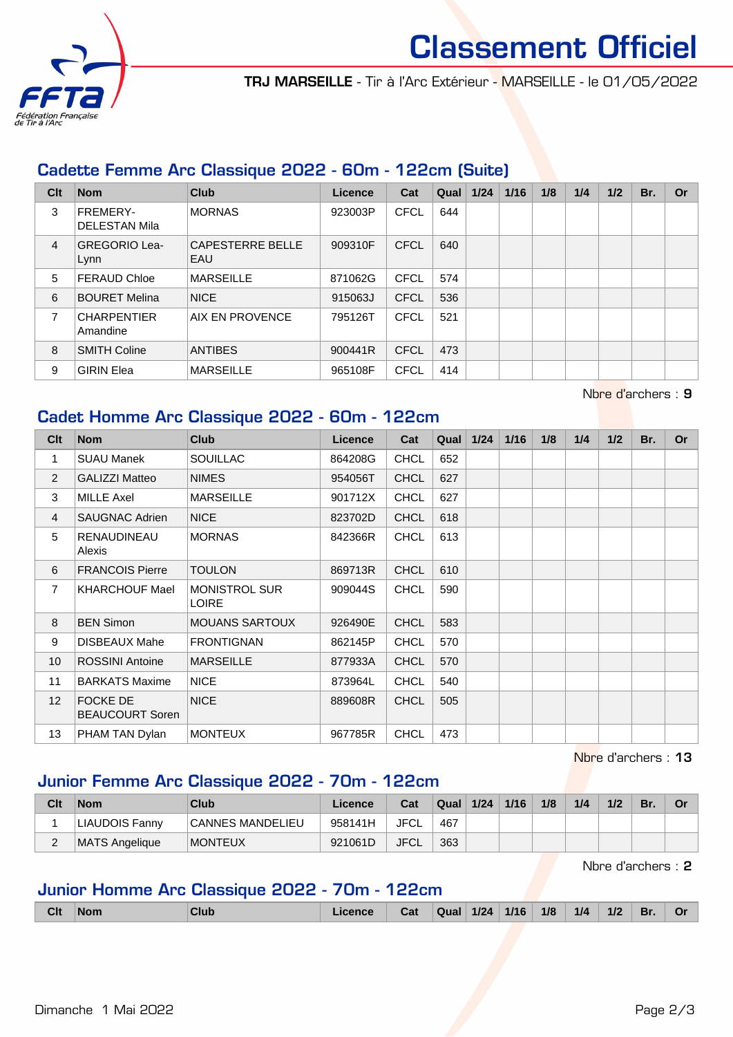# Classement Officiel

**TRJ MARSEILLE** - Tir à l'Arc Extérieur - MARSEILLE - le 01/05/2022

## Cadette Femme Arc Classique 2022 - 60m - 122cm (Suite)

| Clt | Nom | Club | Licence | Cat | Qual | 1/24 | 1/16 | 1/8 | 1/4 | 1/2 | Br. | Or |
|---|---|---|---|---|---|---|---|---|---|---|---|---|
| 3 | FREMERY-DELESTAN Mila | MORNAS | 923003P | CFCL | 644 | | | | | | | |
| 4 | GREGORIO Lea-Lynn | CAPESTERRE BELLE EAU | 909310F | CFCL | 640 | | | | | | | |
| 5 | FERAUD Chloe | MARSEILLE | 871062G | CFCL | 574 | | | | | | | |
| 6 | BOURET Melina | NICE | 915063J | CFCL | 536 | | | | | | | |
| 7 | CHARPENTIER Amandine | AIX EN PROVENCE | 795126T | CFCL | 521 | | | | | | | |
| 8 | SMITH Coline | ANTIBES | 900441R | CFCL | 473 | | | | | | | |
| 9 | GIRIN Elea | MARSEILLE | 965108F | CFCL | 414 | | | | | | | |

Nbre d'archers : **9**

## Cadet Homme Arc Classique 2022 - 60m - 122cm

| Clt | Nom | Club | Licence | Cat | Qual | 1/24 | 1/16 | 1/8 | 1/4 | 1/2 | Br. | Or |
|---|---|---|---|---|---|---|---|---|---|---|---|---|
| 1 | SUAU Manek | SOUILLAC | 864208G | CHCL | 652 | | | | | | | |
| 2 | GALIZZI Matteo | NIMES | 954056T | CHCL | 627 | | | | | | | |
| 3 | MILLE Axel | MARSEILLE | 901712X | CHCL | 627 | | | | | | | |
| 4 | SAUGNAC Adrien | NICE | 823702D | CHCL | 618 | | | | | | | |
| 5 | RENAUDINEAU Alexis | MORNAS | 842366R | CHCL | 613 | | | | | | | |
| 6 | FRANCOIS Pierre | TOULON | 869713R | CHCL | 610 | | | | | | | |
| 7 | KHARCHOUF Mael | MONISTROL SUR LOIRE | 909044S | CHCL | 590 | | | | | | | |
| 8 | BEN Simon | MOUANS SARTOUX | 926490E | CHCL | 583 | | | | | | | |
| 9 | DISBEAUX Mahe | FRONTIGNAN | 862145P | CHCL | 570 | | | | | | | |
| 10 | ROSSINI Antoine | MARSEILLE | 877933A | CHCL | 570 | | | | | | | |
| 11 | BARKATS Maxime | NICE | 873964L | CHCL | 540 | | | | | | | |
| 12 | FOCKE DE BEAUCOURT Soren | NICE | 889608R | CHCL | 505 | | | | | | | |
| 13 | PHAM TAN Dylan | MONTEUX | 967785R | CHCL | 473 | | | | | | | |

Nbre d'archers : **13**

## Junior Femme Arc Classique 2022 - 70m - 122cm

| Clt | Nom | Club | Licence | Cat | Qual | 1/24 | 1/16 | 1/8 | 1/4 | 1/2 | Br. | Or |
|---|---|---|---|---|---|---|---|---|---|---|---|---|
| 1 | LIAUDOIS Fanny | CANNES MANDELIEU | 958141H | JFCL | 467 | | | | | | | |
| 2 | MATS Angelique | MONTEUX | 921061D | JFCL | 363 | | | | | | | |

Nbre d'archers : **2**

## Junior Homme Arc Classique 2022 - 70m - 122cm

| Clt | Nom | Club | Licence | Cat | Qual | 1/24 | 1/16 | 1/8 | 1/4 | 1/2 | Br. | Or |
|---|---|---|---|---|---|---|---|---|---|---|---|---|

Dimanche 1 Mai 2022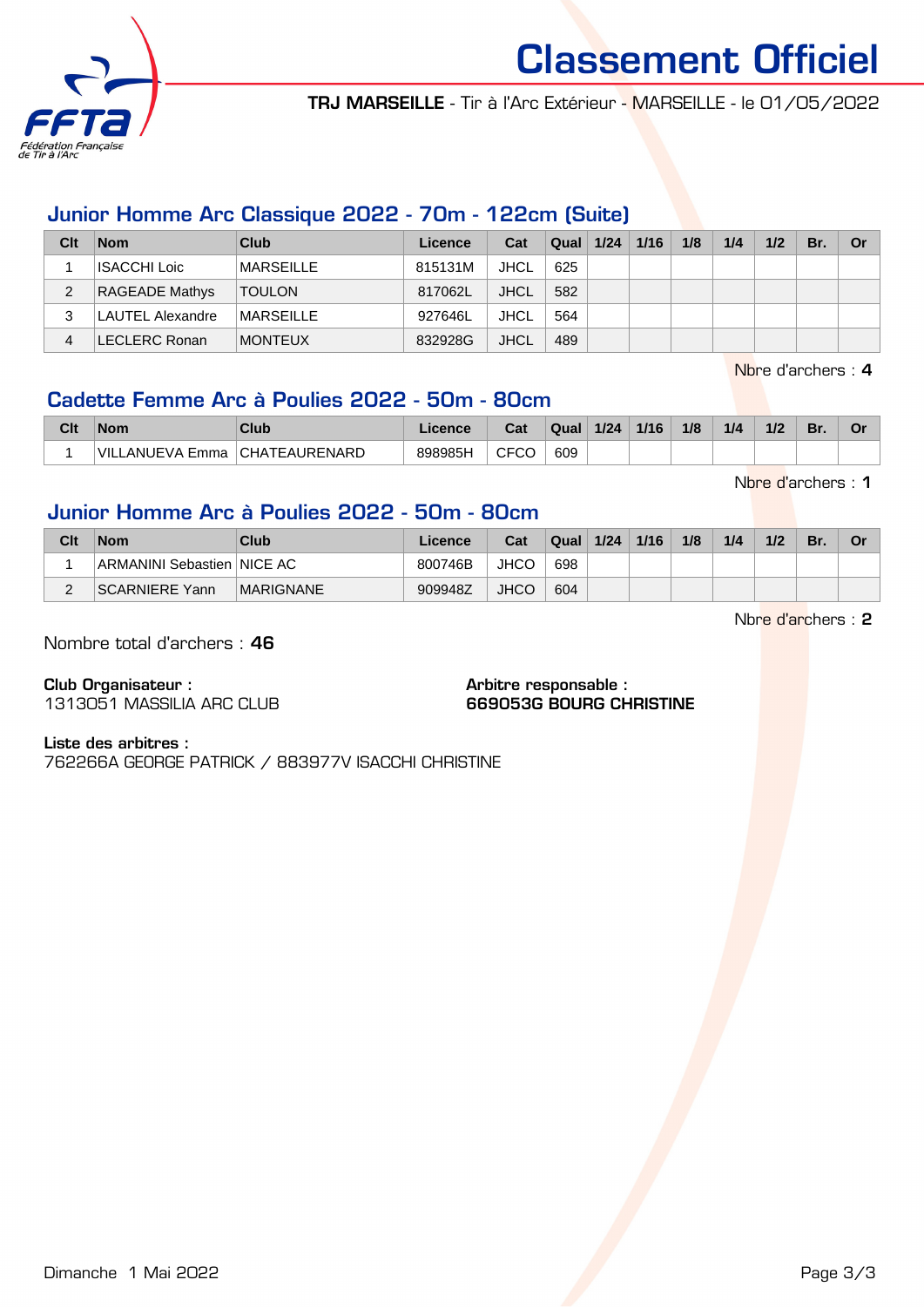# Classement Officiel

**TRJ MARSEILLE** - Tir à l'Arc Extérieur - MARSEILLE - le 01/05/2022

## Junior Homme Arc Classique 2022 - 70m - 122cm (Suite)

| Clt | Nom | Club | Licence | Cat | Qual | 1/24 | 1/16 | 1/8 | 1/4 | 1/2 | Br. | Or |
|---|---|---|---|---|---|---|---|---|---|---|---|---|
| 1 | ISACCHI Loic | MARSEILLE | 815131M | JHCL | 625 | | | | | | | |
| 2 | RAGEADE Mathys | TOULON | 817062L | JHCL | 582 | | | | | | | |
| 3 | LAUTEL Alexandre | MARSEILLE | 927646L | JHCL | 564 | | | | | | | |
| 4 | LECLERC Ronan | MONTEUX | 832928G | JHCL | 489 | | | | | | | |

Nbre d'archers : **4**

## Cadette Femme Arc à Poulies 2022 - 50m - 80cm

| Clt | Nom | Club | Licence | Cat | Qual | 1/24 | 1/16 | 1/8 | 1/4 | 1/2 | Br. | Or |
|---|---|---|---|---|---|---|---|---|---|---|---|---|
| 1 | VILLANUEVA Emma | CHATEAURENARD | 898985H | CFCO | 609 | | | | | | | |

Nbre d'archers : **1**

## Junior Homme Arc à Poulies 2022 - 50m - 80cm

| Clt | Nom | Club | Licence | Cat | Qual | 1/24 | 1/16 | 1/8 | 1/4 | 1/2 | Br. | Or |
|---|---|---|---|---|---|---|---|---|---|---|---|---|
| 1 | ARMANINI Sebastien | NICE AC | 800746B | JHCO | 698 | | | | | | | |
| 2 | SCARNIERE Yann | MARIGNANE | 909948Z | JHCO | 604 | | | | | | | |

Nbre d'archers : **2**

Nombre total d'archers : **46**

**Club Organisateur :**
1313051 MASSILIA ARC CLUB

**Arbitre responsable :**
**669053G BOURG CHRISTINE**

**Liste des arbitres :**
762266A GEORGE PATRICK / 883977V ISACCHI CHRISTINE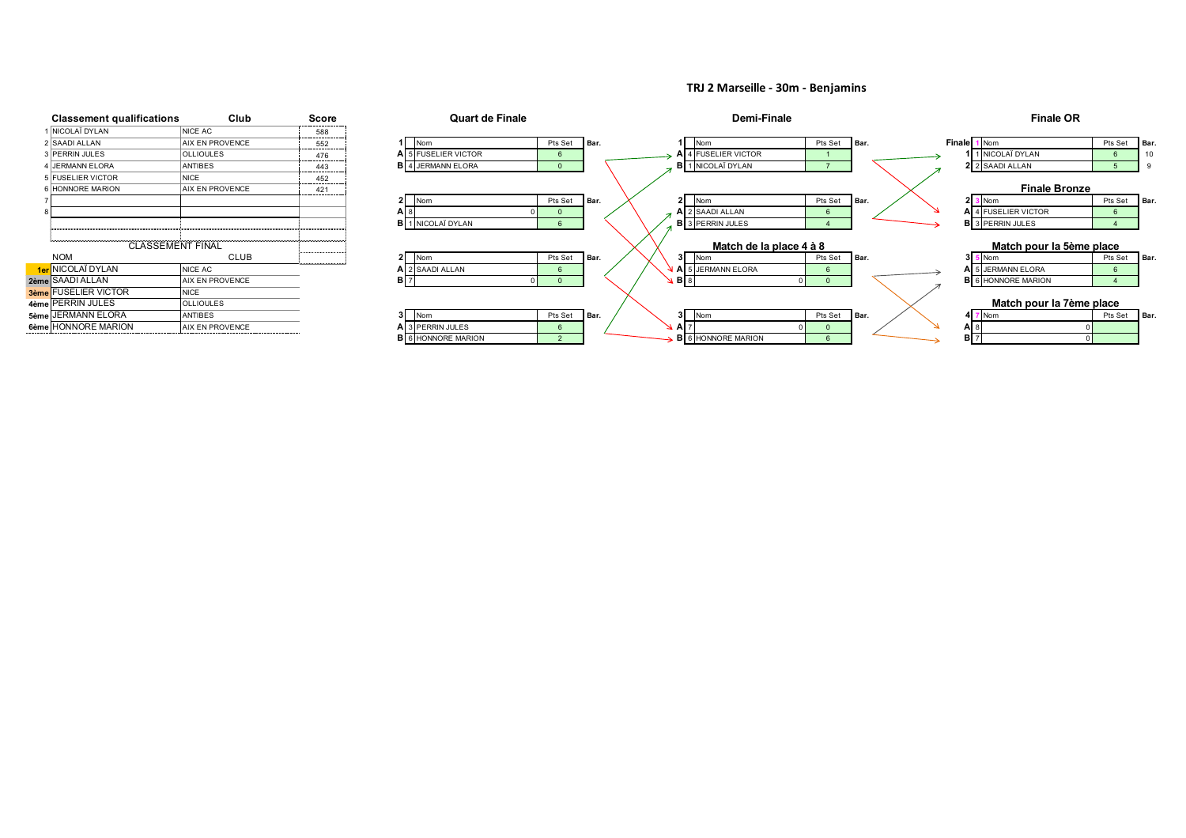# TRJ 2 Marseille - 30m - Benjamins

## Classement qualifications

| | Classement qualifications | Club | Score |
|---|---|---|---|
| 1 | NICOLAÏ DYLAN | NICE AC | 588 |
| 2 | SAADI ALLAN | AIX EN PROVENCE | 552 |
| 3 | PERRIN JULES | OLLIOULES | 476 |
| 4 | JERMANN ELORA | ANTIBES | 443 |
| 5 | FUSELIER VICTOR | NICE | 452 |
| 6 | HONNORE MARION | AIX EN PROVENCE | 421 |
| 7 | | | |
| 8 | | | |

## CLASSEMENT FINAL

| | NOM | CLUB |
|---|---|---|
| 1er | NICOLAÏ DYLAN | NICE AC |
| 2ème | SAADI ALLAN | AIX EN PROVENCE |
| 3ème | FUSELIER VICTOR | NICE |
| 4ème | PERRIN JULES | OLLIOULES |
| 5ème | JERMANN ELORA | ANTIBES |
| 6ème | HONNORE MARION | AIX EN PROVENCE |

## Quart de Finale

| 1 | | Nom | Pts Set | Bar. |
|---|---|---|---|---|
| A | 5 | FUSELIER VICTOR | 6 | |
| B | 4 | JERMANN ELORA | 0 | |

| 2 | | Nom | Pts Set | Bar. |
|---|---|---|---|---|
| A | 8 | 0 | 0 | |
| B | 1 | NICOLAÏ DYLAN | 6 | |

| 2 | | Nom | Pts Set | Bar. |
|---|---|---|---|---|
| A | 2 | SAADI ALLAN | 6 | |
| B | 7 | 0 | 0 | |

| 3 | | Nom | Pts Set | Bar. |
|---|---|---|---|---|
| A | 3 | PERRIN JULES | 6 | |
| B | 6 | HONNORE MARION | 2 | |

## Demi-Finale

| 1 | | Nom | Pts Set | Bar. |
|---|---|---|---|---|
| A | 4 | FUSELIER VICTOR | 1 | |
| B | 1 | NICOLAÏ DYLAN | 7 | |

| 2 | | Nom | Pts Set | Bar. |
|---|---|---|---|---|
| A | 2 | SAADI ALLAN | 6 | |
| B | 3 | PERRIN JULES | 4 | |

### Match de la place 4 à 8

| 3 | | Nom | Pts Set | Bar. |
|---|---|---|---|---|
| A | 5 | JERMANN ELORA | 6 | |
| B | 8 | 0 | 0 | |

| 3 | | Nom | Pts Set | Bar. |
|---|---|---|---|---|
| A | 7 | 0 | 0 | |
| B | 6 | HONNORE MARION | 6 | |

## Finale OR

| Finale | 1 | Nom | Pts Set | Bar. |
|---|---|---|---|---|
| 1 | 1 | NICOLAÏ DYLAN | 6 | 10 |
| 2 | 2 | SAADI ALLAN | 5 | 9 |

### Finale Bronze

| 2 | 3 | Nom | Pts Set | Bar. |
|---|---|---|---|---|
| A | 4 | FUSELIER VICTOR | 6 | |
| B | 3 | PERRIN JULES | 4 | |

### Match pour la 5ème place

| 3 | 5 | Nom | Pts Set | Bar. |
|---|---|---|---|---|
| A | 5 | JERMANN ELORA | 6 | |
| B | 6 | HONNORE MARION | 4 | |

### Match pour la 7ème place

| 4 | 7 | Nom | Pts Set | Bar. |
|---|---|---|---|---|
| A | 8 | 0 | | |
| B | 7 | 0 | | |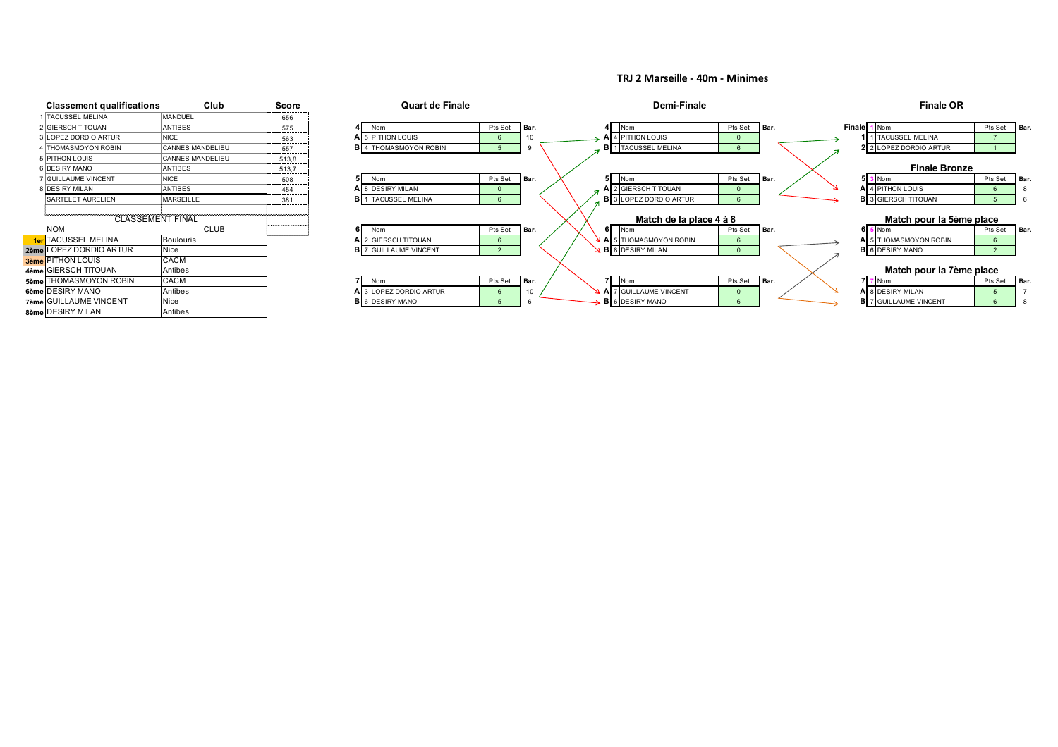# TRJ 2 Marseille - 40m - Minimes

## Classement qualifications

| | Classement qualifications | Club | Score |
|---|---|---|---|
| 1 | TACUSSEL MELINA | MANDUEL | 656 |
| 2 | GIERSCH TITOUAN | ANTIBES | 575 |
| 3 | LOPEZ DORDIO ARTUR | NICE | 563 |
| 4 | THOMASMOYON ROBIN | CANNES MANDELIEU | 557 |
| 5 | PITHON LOUIS | CANNES MANDELIEU | 513,8 |
| 6 | DESIRY MANO | ANTIBES | 513,7 |
| 7 | GUILLAUME VINCENT | NICE | 508 |
| 8 | DESIRY MILAN | ANTIBES | 454 |
| | SARTELET AURELIEN | MARSEILLE | 381 |

## CLASSEMENT FINAL

| | NOM | CLUB |
|---|---|---|
| 1er | TACUSSEL MELINA | Boulouris |
| 2ème | LOPEZ DORDIO ARTUR | Nice |
| 3ème | PITHON LOUIS | CACM |
| 4ème | GIERSCH TITOUAN | Antibes |
| 5ème | THOMASMOYON ROBIN | CACM |
| 6ème | DESIRY MANO | Antibes |
| 7ème | GUILLAUME VINCENT | Nice |
| 8ème | DESIRY MILAN | Antibes |

## Quart de Finale

| 4 | | Nom | Pts Set | Bar. |
|---|---|---|---|---|
| A | 5 | PITHON LOUIS | 6 | 10 |
| B | 4 | THOMASMOYON ROBIN | 5 | 9 |

| 5 | | Nom | Pts Set | Bar. |
|---|---|---|---|---|
| A | 8 | DESIRY MILAN | 0 | |
| B | 1 | TACUSSEL MELINA | 6 | |

| 6 | | Nom | Pts Set | Bar. |
|---|---|---|---|---|
| A | 2 | GIERSCH TITOUAN | 6 | |
| B | 7 | GUILLAUME VINCENT | 2 | |

| 7 | | Nom | Pts Set | Bar. |
|---|---|---|---|---|
| A | 3 | LOPEZ DORDIO ARTUR | 6 | 10 |
| B | 6 | DESIRY MANO | 5 | 6 |

## Demi-Finale

| 4 | | Nom | Pts Set | Bar. |
|---|---|---|---|---|
| A | 4 | PITHON LOUIS | 0 | |
| B | 1 | TACUSSEL MELINA | 6 | |

| 5 | | Nom | Pts Set | Bar. |
|---|---|---|---|---|
| A | 2 | GIERSCH TITOUAN | 0 | |
| B | 3 | LOPEZ DORDIO ARTUR | 6 | |

### Match de la place 4 à 8

| 6 | | Nom | Pts Set | Bar. |
|---|---|---|---|---|
| A | 5 | THOMASMOYON ROBIN | 6 | |
| B | 8 | DESIRY MILAN | 0 | |

| 7 | | Nom | Pts Set | Bar. |
|---|---|---|---|---|
| A | 7 | GUILLAUME VINCENT | 0 | |
| B | 6 | DESIRY MANO | 6 | |

## Finale OR

| Finale | 1 | Nom | Pts Set | Bar. |
|---|---|---|---|---|
| 1 | 1 | TACUSSEL MELINA | 7 | |
| 2 | 2 | LOPEZ DORDIO ARTUR | 1 | |

### Finale Bronze

| 5 | 3 | Nom | Pts Set | Bar. |
|---|---|---|---|---|
| A | 4 | PITHON LOUIS | 6 | 8 |
| B | 3 | GIERSCH TITOUAN | 5 | 6 |

### Match pour la 5ème place

| 6 | 5 | Nom | Pts Set | Bar. |
|---|---|---|---|---|
| A | 5 | THOMASMOYON ROBIN | 6 | |
| B | 6 | DESIRY MANO | 2 | |

### Match pour la 7ème place

| 7 | 7 | Nom | Pts Set | Bar. |
|---|---|---|---|---|
| A | 8 | DESIRY MILAN | 5 | 7 |
| B | 7 | GUILLAUME VINCENT | 6 | 8 |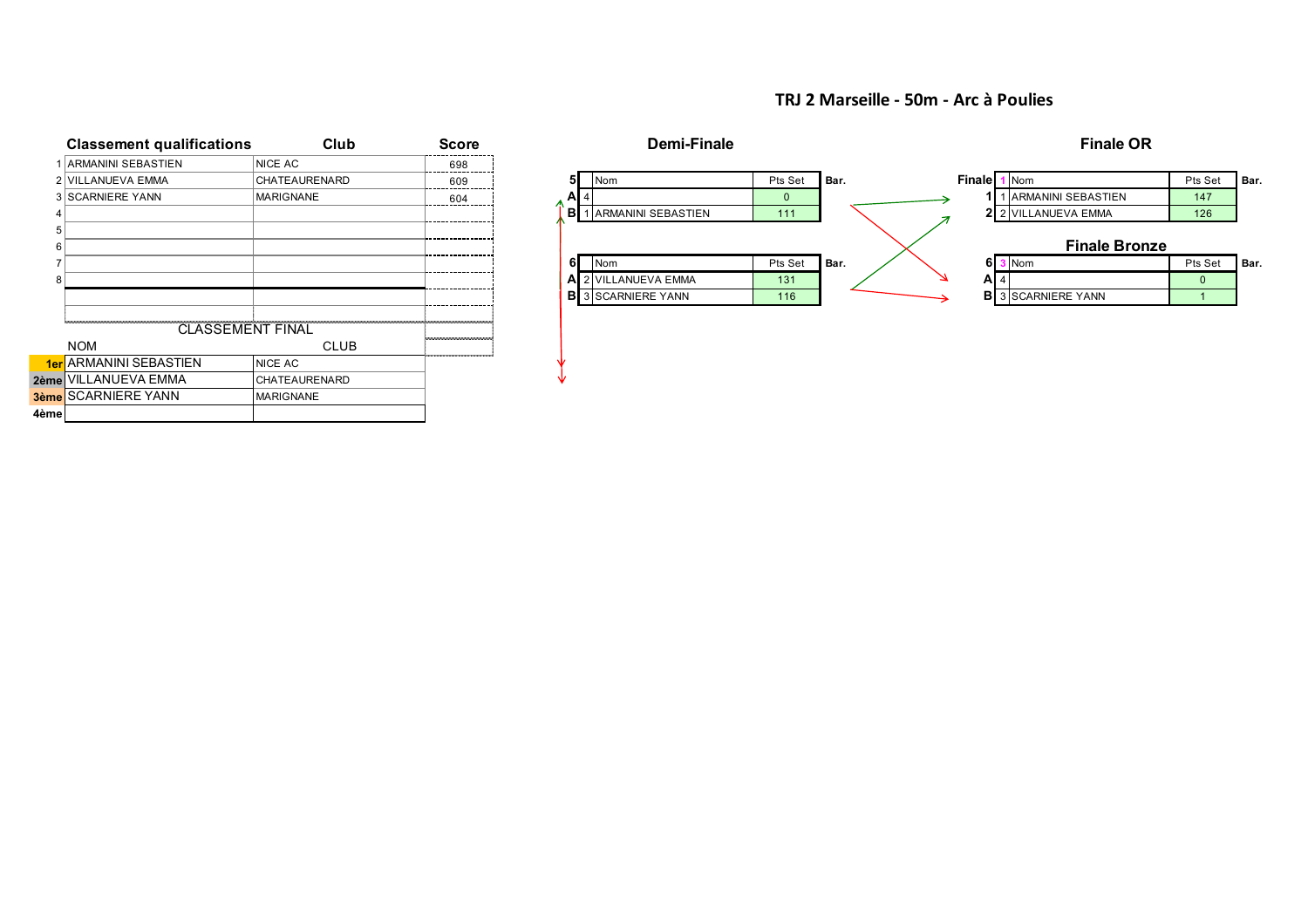# TRJ 2 Marseille - 50m - Arc à Poulies

## Classement qualifications

| | Classement qualifications | Club | Score |
|---|---|---|---|
| 1 | ARMANINI SEBASTIEN | NICE AC | 698 |
| 2 | VILLANUEVA EMMA | CHATEAURENARD | 609 |
| 3 | SCARNIERE YANN | MARIGNANE | 604 |
| 4 | | | |
| 5 | | | |
| 6 | | | |
| 7 | | | |
| 8 | | | |

## CLASSEMENT FINAL

| | NOM | CLUB |
|---|---|---|
| 1er | ARMANINI SEBASTIEN | NICE AC |
| 2ème | VILLANUEVA EMMA | CHATEAURENARD |
| 3ème | SCARNIERE YANN | MARIGNANE |
| 4ème | | |

## Demi-Finale

| 5 | | Nom | Pts Set | Bar. |
|---|---|---|---|---|
| A | 4 | | 0 | |
| B | 1 | ARMANINI SEBASTIEN | 111 | |

| 6 | | Nom | Pts Set | Bar. |
|---|---|---|---|---|
| A | 2 | VILLANUEVA EMMA | 131 | |
| B | 3 | SCARNIERE YANN | 116 | |

## Finale OR

| Finale | 1 | Nom | Pts Set | Bar. |
|---|---|---|---|---|
| 1 | 1 | ARMANINI SEBASTIEN | 147 | |
| 2 | 2 | VILLANUEVA EMMA | 126 | |

## Finale Bronze

| 6 | 3 | Nom | Pts Set | Bar. |
|---|---|---|---|---|
| A | 4 | | 0 | |
| B | 3 | SCARNIERE YANN | 1 | |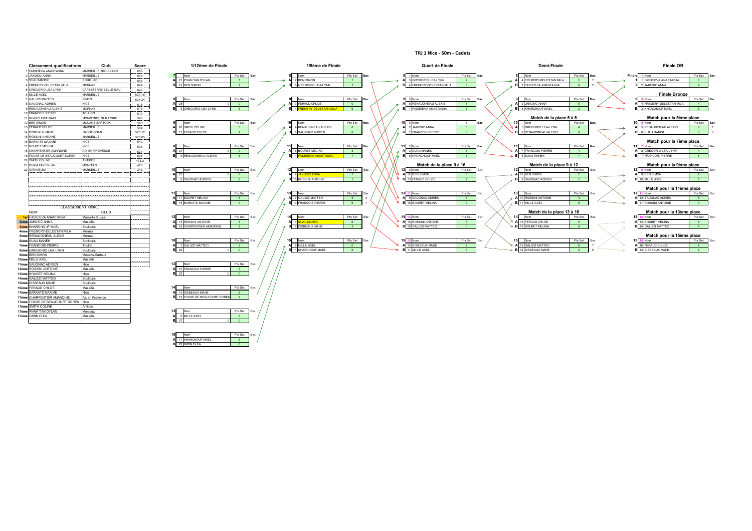# TRJ 1 Nice - 60m - Cadets

## Classement qualifications

| | Nom | Club | Score |
|---|---|---|---|
| 1 | FADIEIEVA ANASTASIIA | MARSEILLE TROIS LUCS | 656 |
| 2 | JAKUSIC ANNA | MARSEILLE | 653 |
| 3 | SUAU MANEK | SOUILLAC | 652 |
| 4 | FREMERY-DELESTAN MILA | MORNAS | 644 |
| 5 | GREGORIO LEA-LYNN | CAPESTERRE BELLE EAU | 640 |
| 6 | MILLE AXEL | MARSEILLE | 627,16 |
| 7 | GALIZZI MATTEO | NIMES | 627,24 |
| 8 | SAUGNAC ADRIEN | NICE | 618 |
| 9 | RENAUDINEAU ALEXIS | MORNAS | 613 |
| 10 | FRANCOIS PIERRE | TOULON | 610 |
| 11 | KHARCHOUF MAEL | MONISTROL SUR LOIRE | 590 |
| 12 | BEN SIMON | MOUANS SARTOUX | 583 |
| 13 | FERAUD CHLOE | MARSEILLE | 574 |
| 14 | DISBEAUX MAHE | FRONTIGNAN | 570,12 |
| 15 | ROSSINI ANTOINE | MARSEILLE | 570,05 |
| 16 | BARKATS MAXIME | NICE | 540 |
| 17 | BOURET MELINA | NICE | 536 |
| 18 | CHARPENTIER AMANDINE | AIX EN PROVENCE | 521 |
| 19 | FOCKE DE BEAUCOURT SOREN | NICE | 505 |
| 20 | SMITH COLINE | ANTIBES | 473,2 |
| 21 | PHAM TAN DYLAN | MONTEUX | 473 |
| 22 | GIRIN ELEA | MARSEILLE | 414 |

## CLASSEMENT FINAL

| | NOM | CLUB |
|---|---|---|
| 1er | FADIEIEVA ANASTASIIA | Marseille 3 Lucs |
| 2ème | JAKUSIC ANNA | Massilia |
| 3ème | KHARCHOUF MAEL | Boulouris |
| 4ème | FREMERY-DELESTAN MILA | Mornas |
| 5ème | RENAUDINEAU ALEXIS | Mornas |
| 6ème | SUAU MANEK | Boulouris |
| 7ème | FRANCOIS PIERRE | Toulon |
| 8ème | GREGORIO LEA-LYNN | Boulouris |
| 9ème | BEN SIMON | Mouans-Sartoux |
| 10ème | MILLE AXEL | Massilia |
| 11ème | SAUGNAC ADRIEN | Nice |
| 12ème | ROSSINI ANTOINE | Massilia |
| 13ème | BOURET MELINA | Nice |
| 14ème | GALIZZI MATTEO | Boulouris |
| 15ème | DISBEAUX MAHE | Boulouris |
| 16ème | FERAUD CHLOE | Massilia |
| 17ème | BARKATS MAXIME | Nice |
| 17ème | CHARPENTIER AMANDINE | Aix en Provence |
| 17ème | FOCKE DE BEAUCOURT SOREN | Nice |
| 17ème | SMITH COLINE | Antibes |
| 17ème | PHAM TAN DYLAN | Monteux |
| 17ème | GIRIN ELEA | Massilia |

## 1/12ème de Finale

| Match | | Nom | Pts Set | Bar. |
|---|---|---|---|---|
| 7 | A | 21 PHAM TAN DYLAN | 1 | |
| | B | 12 BEN SIMON | 7 | |
| 8 | A | 28 | 0 | |
| | B | 5 GREGORIO LEA-LYNN | 6 | |
| 9 | A | 20 SMITH COLINE | 3 | |
| | B | 13 FERAUD CHLOE | 7 | |
| 8 | A | 24 | 0 | |
| | B | 9 RENAUDINEAU ALEXIS | 6 | |
| 10 | A | 25 | 0 | |
| | B | 8 SAUGNAC ADRIEN | 6 | |
| 11 | A | 17 BOURET MELINA | 6 | |
| | B | 16 BARKATS MAXIME | 4 | |
| 12 | A | 15 ROSSINI ANTOINE | 6 | |
| | B | 18 CHARPENTIER AMANDINE | 2 | |
| 10 | A | 7 GALIZZI MATTEO | 6 | |
| | B | 26 | 0 | |
| 13 | A | 10 FRANCOIS PIERRE | 6 | |
| | B | 23 | 0 | |
| 14 | A | 14 DISBEAUX MAHE | 6 | |
| | B | 19 FOCKE DE BEAUCOURT SOREN | 4 | |
| 13 | A | 6 MILLE AXEL | 6 | |
| | B | 27 | 0 | |
| 15 | A | 11 KHARCHOUF MAEL | 6 | |
| | B | 22 GIRIN ELEA | 0 | |

## 1/8ème de Finale

| Match | | Nom | Pts Set | Bar. |
|---|---|---|---|---|
| 8 | A | 12 BEN SIMON | 1 | |
| | B | 5 GREGORIO LEA-LYNN | 7 | |
| 9 | A | 13 FERAUD CHLOE | 0 | |
| | B | 4 FREMERY-DELESTAN MILA | 6 | |
| 10 | A | 9 RENAUDINEAU ALEXIS | 6 | |
| | B | 8 SAUGNAC ADRIEN | 0 | |
| 11 | A | 16 BOURET MELINA | 3 | |
| | B | 1 FADIEIEVA ANASTASIIA | 7 | |
| 12 | A | 2 JAKUSIC ANNA | 7 | |
| | B | 15 ROSSINI ANTOINE | 1 | |
| 13 | A | 7 GALIZZI MATTEO | 5 | 3 |
| | B | 10 FRANCOIS PIERRE | 6 | 7 |
| 14 | A | 3 SUAU MANEK | 6 | |
| | B | 14 DISBEAUX MAHE | 2 | |
| 15 | A | 6 MILLE AXEL | 0 | |
| | B | 11 KHARCHOUF MAEL | 6 | |

## Quart de Finale

| Match | | Nom | Pts Set | Bar. |
|---|---|---|---|---|
| 8 | A | 5 GREGORIO LEA-LYNN | 2 | |
| | B | 4 FREMERY-DELESTAN MILA | 6 | |
| 9 | A | 8 RENAUDINEAU ALEXIS | 4 | |
| | B | 1 FADIEIEVA ANASTASIIA | 6 | |
| 10 | A | 2 JAKUSIC ANNA | 6 | |
| | B | 7 FRANCOIS PIERRE | 0 | |
| 11 | A | 3 SUAU MANEK | 4 | |
| | B | 6 KHARCHOUF MAEL | 6 | |

### Match de la place 9 à 16

| Match | | Nom | Pts Set | Bar. |
|---|---|---|---|---|
| 12 | A | 12 BEN SIMON | 6 | |
| | B | 13 FERAUD CHLOE | 2 | |
| 13 | A | 9 SAUGNAC ADRIEN | 6 | |
| | B | 16 BOURET MELINA | 2 | |
| 14 | A | 15 ROSSINI ANTOINE | 6 | |
| | B | 10 GALIZZI MATTEO | 0 | |
| 15 | A | 14 DISBEAUX MAHE | 2 | |
| | B | 11 MILLE AXEL | 6 | |

## Demi-Finale

| Match | | Nom | Pts Set | Bar. |
|---|---|---|---|---|
| 8 | A | 4 FREMERY-DELESTAN MILA | 5 | 7 |
| | B | 1 FADIEIEVA ANASTASIIA | 6 | 7* |
| 9 | A | 2 JAKUSIC ANNA | 6 | |
| | B | 3 KHARCHOUF MAEL | 2 | |

### Match de la place 5 à 8

| Match | | Nom | Pts Set | Bar. |
|---|---|---|---|---|
| 10 | A | 5 GREGORIO LEA-LYNN | 4 | |
| | B | 8 RENAUDINEAU ALEXIS | 6 | |
| 11 | A | 7 FRANCOIS PIERRE | 1 | |
| | B | 6 SUAU MANEK | 7 | |

### Match de la place 9 à 12

| Match | | Nom | Pts Set | Bar. |
|---|---|---|---|---|
| 12 | A | 12 BEN SIMON | 7 | |
| | B | 9 SAUGNAC ADRIEN | 1 | |
| 13 | A | 10 ROSSINI ANTOINE | 4 | |
| | B | 11 MILLE AXEL | 6 | |

### Match de la place 13 à 16

| Match | | Nom | Pts Set | Bar. |
|---|---|---|---|---|
| 14 | A | 13 FERAUD CHLOE | 0 | |
| | B | 16 BOURET MELINA | 6 | |
| 15 | A | 15 GALIZZI MATTEO | 6 | 7 |
| | B | 14 DISBEAUX MAHE | 5 | 5 |

## Finale OR

| Match | | Nom | Pts Set | Bar. |
|---|---|---|---|---|
| Finale | 1 | 1 FADIEIEVA ANASTASIIA | 6 | |
| | 2 | 2 JAKUSIC ANNA | 4 | |

### Finale Bronze

| Match | | Nom | Pts Set | Bar. |
|---|---|---|---|---|
| 9 | A | 4 FREMERY-DELESTAN MILA | 4 | |
| | B | 3 KHARCHOUF MAEL | 6 | |

### Match pour la 5ème place

| Match | | Nom | Pts Set | Bar. |
|---|---|---|---|---|
| 10 | A | 5 RENAUDINEAU ALEXIS | 6 | 7 |
| | B | 6 SUAU MANEK | 5 | 5 |

### Match pour la 7ème place

| Match | | Nom | Pts Set | Bar. |
|---|---|---|---|---|
| 11 | A | 8 GREGORIO LEA-LYNN | 4 | |
| | B | 7 FRANCOIS PIERRE | 6 | |

### Match pour la 9ème place

| Match | | Nom | Pts Set | Bar. |
|---|---|---|---|---|
| 12 | A | 9 BEN SIMON | 7 | |
| | B | 10 MILLE AXEL | 1 | |

### Match pour la 11ème place

| Match | | Nom | Pts Set | Bar. |
|---|---|---|---|---|
| 13 | A | 12 SAUGNAC ADRIEN | 6 | |
| | B | 11 ROSSINI ANTOINE | 0 | |

### Match pour la 13ème place

| Match | | Nom | Pts Set | Bar. |
|---|---|---|---|---|
| 14 | A | 13 BOURET MELINA | 6 | |
| | B | 14 GALIZZI MATTEO | 4 | |

### Match pour la 15ème place

| Match | | Nom | Pts Set | Bar. |
|---|---|---|---|---|
| 15 | A | 16 FERAUD CHLOE | 4 | |
| | B | 13 DISBEAUX MAHE | 6 | |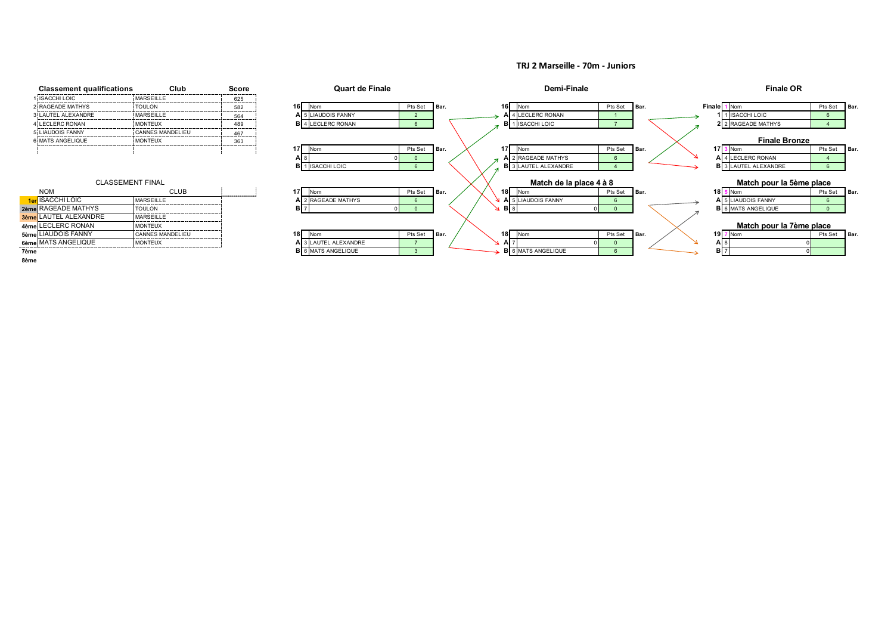# TRJ 2 Marseille - 70m - Juniors

| Classement qualifications | Club | Score |
|---|---|---|
| 1 ISACCHI LOIC | MARSEILLE | 625 |
| 2 RAGEADE MATHYS | TOULON | 582 |
| 3 LAUTEL ALEXANDRE | MARSEILLE | 564 |
| 4 LECLERC RONAN | MONTEUX | 489 |
| 5 LIAUDOIS FANNY | CANNES MANDELIEU | 467 |
| 6 MATS ANGELIQUE | MONTEUX | 363 |

## CLASSEMENT FINAL

| | NOM | CLUB |
|---|---|---|
| 1er | ISACCHI LOIC | MARSEILLE |
| 2ème | RAGEADE MATHYS | TOULON |
| 3ème | LAUTEL ALEXANDRE | MARSEILLE |
| 4ème | LECLERC RONAN | MONTEUX |
| 5ème | LIAUDOIS FANNY | CANNES MANDELIEU |
| 6ème | MATS ANGELIQUE | MONTEUX |
| 7ème | | |
| 8ème | | |

## Quart de Finale

| 16 | Nom | | Pts Set | Bar. |
|---|---|---|---|---|
| A | 5 LIAUDOIS FANNY | | 2 | |
| B | 4 LECLERC RONAN | | 6 | |

| 17 | Nom | | Pts Set | Bar. |
|---|---|---|---|---|
| A | 8 | 0 | 0 | |
| B | 1 ISACCHI LOIC | | 6 | |

| 17 | Nom | | Pts Set | Bar. |
|---|---|---|---|---|
| A | 2 RAGEADE MATHYS | | 6 | |
| B | 7 | 0 | 0 | |

| 18 | Nom | | Pts Set | Bar. |
|---|---|---|---|---|
| A | 3 LAUTEL ALEXANDRE | | 7 | |
| B | 6 MATS ANGELIQUE | | 3 | |

## Demi-Finale

| 16 | Nom | | Pts Set | Bar. |
|---|---|---|---|---|
| A | 4 LECLERC RONAN | | 1 | |
| B | 1 ISACCHI LOIC | | 7 | |

| 17 | Nom | | Pts Set | Bar. |
|---|---|---|---|---|
| A | 2 RAGEADE MATHYS | | 6 | |
| B | 3 LAUTEL ALEXANDRE | | 4 | |

## Match de la place 4 à 8

| 18 | Nom | | Pts Set | Bar. |
|---|---|---|---|---|
| A | 5 LIAUDOIS FANNY | | 6 | |
| B | 8 | 0 | 0 | |

| 18 | Nom | | Pts Set | Bar. |
|---|---|---|---|---|
| A | 7 | 0 | 0 | |
| B | 6 MATS ANGELIQUE | | 6 | |

## Finale OR

| Finale 1 | Nom | | Pts Set | Bar. |
|---|---|---|---|---|
| 1 | 1 ISACCHI LOIC | | 6 | |
| 2 | 2 RAGEADE MATHYS | | 4 | |

## Finale Bronze

| 17 3 | Nom | | Pts Set | Bar. |
|---|---|---|---|---|
| A | 4 LECLERC RONAN | | 4 | |
| B | 3 LAUTEL ALEXANDRE | | 6 | |

## Match pour la 5ème place

| 18 5 | Nom | | Pts Set | Bar. |
|---|---|---|---|---|
| A | 5 LIAUDOIS FANNY | | 6 | |
| B | 6 MATS ANGELIQUE | | 0 | |

## Match pour la 7ème place

| 19 7 | Nom | | Pts Set | Bar. |
|---|---|---|---|---|
| A | 8 | 0 | | |
| B | 7 | 0 | | |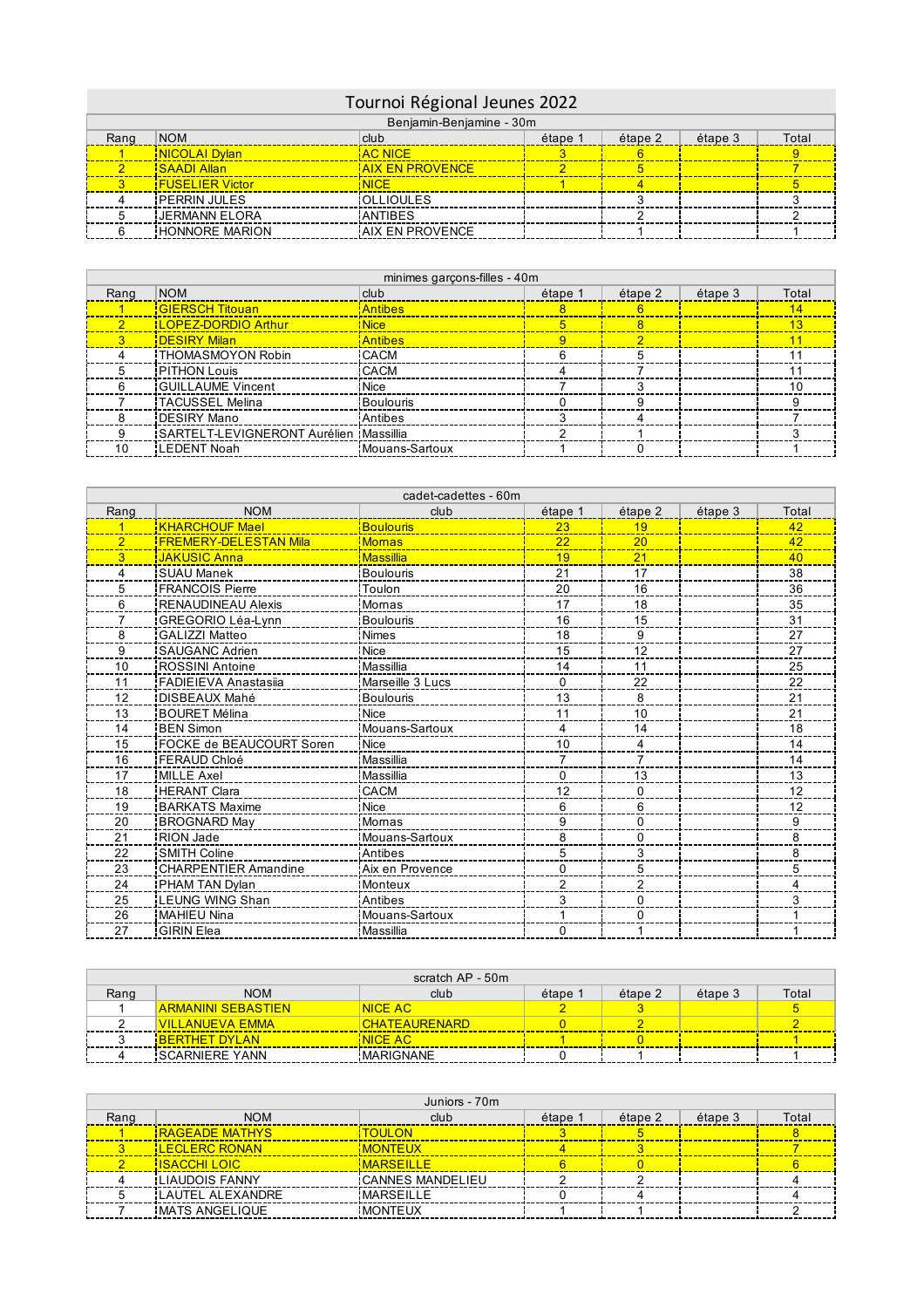# Tournoi Régional Jeunes 2022

## Benjamin-Benjamine - 30m

| Rang | NOM | club | étape 1 | étape 2 | étape 3 | Total |
|---|---|---|---|---|---|---|
| 1 | NICOLAI Dylan | AC NICE | 3 | 6 | | 9 |
| 2 | SAADI Allan | AIX EN PROVENCE | 2 | 5 | | 7 |
| 3 | FUSELIER Victor | NICE | 1 | 4 | | 5 |
| 4 | PERRIN JULES | OLLIOULES | | 3 | | 3 |
| 5 | JERMANN ELORA | ANTIBES | | 2 | | 2 |
| 6 | HONNORE MARION | AIX EN PROVENCE | | 1 | | 1 |

## minimes garçons-filles - 40m

| Rang | NOM | club | étape 1 | étape 2 | étape 3 | Total |
|---|---|---|---|---|---|---|
| 1 | GIERSCH Titouan | Antibes | 8 | 6 | | 14 |
| 2 | LOPEZ-DORDIO Arthur | Nice | 5 | 8 | | 13 |
| 3 | DESIRY Milan | Antibes | 9 | 2 | | 11 |
| 4 | THOMASMOYON Robin | CACM | 6 | 5 | | 11 |
| 5 | PITHON Louis | CACM | 4 | 7 | | 11 |
| 6 | GUILLAUME Vincent | Nice | 7 | 3 | | 10 |
| 7 | TACUSSEL Melina | Boulouris | 0 | 9 | | 9 |
| 8 | DESIRY Mano | Antibes | 3 | 4 | | 7 |
| 9 | SARTELT-LEVIGNERONT Aurélien | Massillia | 2 | 1 | | 3 |
| 10 | LEDENT Noah | Mouans-Sartoux | 1 | 0 | | 1 |

## cadet-cadettes - 60m

| Rang | NOM | club | étape 1 | étape 2 | étape 3 | Total |
|---|---|---|---|---|---|---|
| 1 | KHARCHOUF Mael | Boulouris | 23 | 19 | | 42 |
| 2 | FREMERY-DELESTAN Mila | Mornas | 22 | 20 | | 42 |
| 3 | JAKUSIC Anna | Massillia | 19 | 21 | | 40 |
| 4 | SUAU Manek | Boulouris | 21 | 17 | | 38 |
| 5 | FRANCOIS Pierre | Toulon | 20 | 16 | | 36 |
| 6 | RENAUDINEAU Alexis | Mornas | 17 | 18 | | 35 |
| 7 | GREGORIO Léa-Lynn | Boulouris | 16 | 15 | | 31 |
| 8 | GALIZZI Matteo | Nimes | 18 | 9 | | 27 |
| 9 | SAUGANC Adrien | Nice | 15 | 12 | | 27 |
| 10 | ROSSINI Antoine | Massillia | 14 | 11 | | 25 |
| 11 | FADIEIEVA Anastasiia | Marseille 3 Lucs | 0 | 22 | | 22 |
| 12 | DISBEAUX Mahé | Boulouris | 13 | 8 | | 21 |
| 13 | BOURET Mélina | Nice | 11 | 10 | | 21 |
| 14 | BEN Simon | Mouans-Sartoux | 4 | 14 | | 18 |
| 15 | FOCKE de BEAUCOURT Soren | Nice | 10 | 4 | | 14 |
| 16 | FERAUD Chloé | Massillia | 7 | 7 | | 14 |
| 17 | MILLE Axel | Massillia | 0 | 13 | | 13 |
| 18 | HERANT Clara | CACM | 12 | 0 | | 12 |
| 19 | BARKATS Maxime | Nice | 6 | 6 | | 12 |
| 20 | BROGNARD May | Mornas | 9 | 0 | | 9 |
| 21 | RION Jade | Mouans-Sartoux | 8 | 0 | | 8 |
| 22 | SMITH Coline | Antibes | 5 | 3 | | 8 |
| 23 | CHARPENTIER Amandine | Aix en Provence | 0 | 5 | | 5 |
| 24 | PHAM TAN Dylan | Monteux | 2 | 2 | | 4 |
| 25 | LEUNG WING Shan | Antibes | 3 | 0 | | 3 |
| 26 | MAHIEU Nina | Mouans-Sartoux | 1 | 0 | | 1 |
| 27 | GIRIN Elea | Massillia | 0 | 1 | | 1 |

## scratch AP - 50m

| Rang | NOM | club | étape 1 | étape 2 | étape 3 | Total |
|---|---|---|---|---|---|---|
| 1 | ARMANINI SEBASTIEN | NICE AC | 2 | 3 | | 5 |
| 2 | VILLANUEVA EMMA | CHATEAURENARD | 0 | 2 | | 2 |
| 3 | BERTHET DYLAN | NICE AC | 1 | 0 | | 1 |
| 4 | SCARNIERE YANN | MARIGNANE | 0 | 1 | | 1 |

## Juniors - 70m

| Rang | NOM | club | étape 1 | étape 2 | étape 3 | Total |
|---|---|---|---|---|---|---|
| 1 | RAGEADE MATHYS | TOULON | 3 | 5 | | 8 |
| 3 | LECLERC RONAN | MONTEUX | 4 | 3 | | 7 |
| 2 | ISACCHI LOIC | MARSEILLE | 6 | 0 | | 6 |
| 4 | LIAUDOIS FANNY | CANNES MANDELIEU | 2 | 2 | | 4 |
| 5 | LAUTEL ALEXANDRE | MARSEILLE | 0 | 4 | | 4 |
| 7 | MATS ANGELIQUE | MONTEUX | 1 | 1 | | 2 |